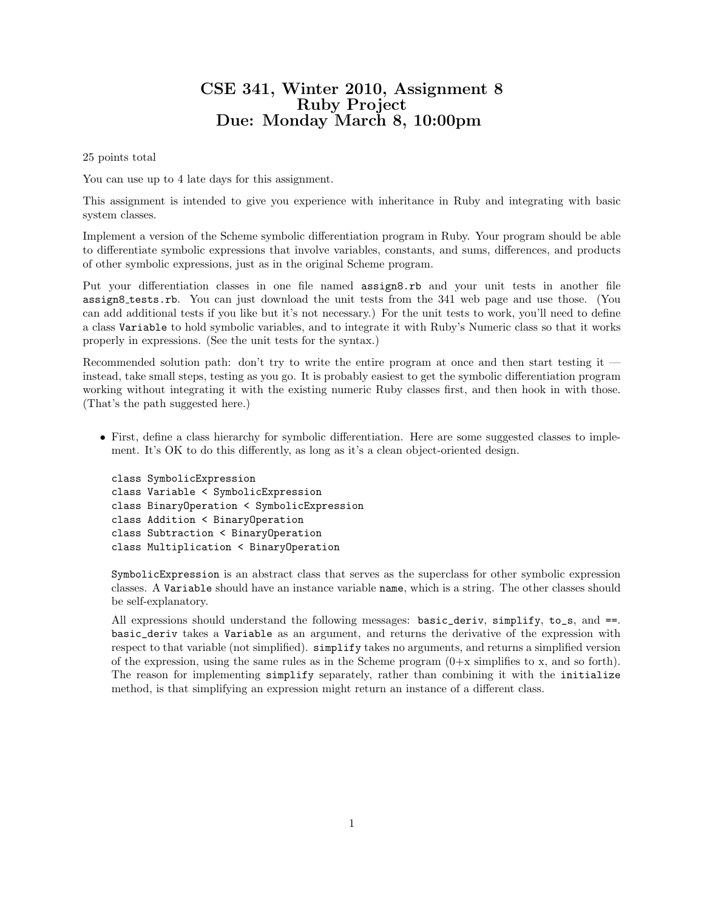# CSE 341, Winter 2010, Assignment 8
# Ruby Project
# Due: Monday March 8, 10:00pm

25 points total

You can use up to 4 late days for this assignment.

This assignment is intended to give you experience with inheritance in Ruby and integrating with basic system classes.

Implement a version of the Scheme symbolic differentiation program in Ruby. Your program should be able to differentiate symbolic expressions that involve variables, constants, and sums, differences, and products of other symbolic expressions, just as in the original Scheme program.

Put your differentiation classes in one file named `assign8.rb` and your unit tests in another file `assign8_tests.rb`. You can just download the unit tests from the 341 web page and use those. (You can add additional tests if you like but it's not necessary.) For the unit tests to work, you'll need to define a class `Variable` to hold symbolic variables, and to integrate it with Ruby's Numeric class so that it works properly in expressions. (See the unit tests for the syntax.)

Recommended solution path: don't try to write the entire program at once and then start testing it — instead, take small steps, testing as you go. It is probably easiest to get the symbolic differentiation program working without integrating it with the existing numeric Ruby classes first, and then hook in with those. (That's the path suggested here.)

- First, define a class hierarchy for symbolic differentiation. Here are some suggested classes to implement. It's OK to do this differently, as long as it's a clean object-oriented design.

  ```
  class SymbolicExpression
  class Variable < SymbolicExpression
  class BinaryOperation < SymbolicExpression
  class Addition < BinaryOperation
  class Subtraction < BinaryOperation
  class Multiplication < BinaryOperation
  ```

  `SymbolicExpression` is an abstract class that serves as the superclass for other symbolic expression classes. A `Variable` should have an instance variable `name`, which is a string. The other classes should be self-explanatory.

  All expressions should understand the following messages: `basic_deriv`, `simplify`, `to_s`, and `==`. `basic_deriv` takes a `Variable` as an argument, and returns the derivative of the expression with respect to that variable (not simplified). `simplify` takes no arguments, and returns a simplified version of the expression, using the same rules as in the Scheme program (0+x simplifies to x, and so forth). The reason for implementing `simplify` separately, rather than combining it with the `initialize` method, is that simplifying an expression might return an instance of a different class.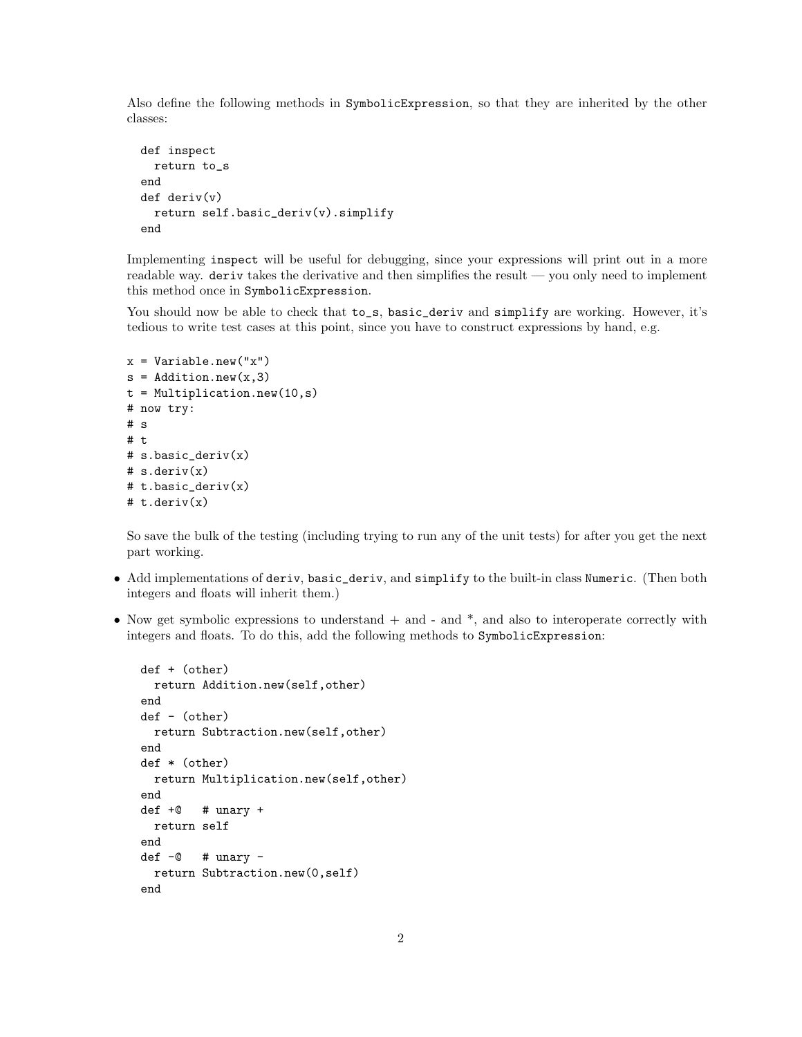Also define the following methods in `SymbolicExpression`, so that they are inherited by the other classes:

```
def inspect
  return to_s
end
def deriv(v)
  return self.basic_deriv(v).simplify
end
```

Implementing `inspect` will be useful for debugging, since your expressions will print out in a more readable way. `deriv` takes the derivative and then simplifies the result — you only need to implement this method once in `SymbolicExpression`.

You should now be able to check that `to_s`, `basic_deriv` and `simplify` are working. However, it's tedious to write test cases at this point, since you have to construct expressions by hand, e.g.

```
x = Variable.new("x")
s = Addition.new(x,3)
t = Multiplication.new(10,s)
# now try:
# s
# t
# s.basic_deriv(x)
# s.deriv(x)
# t.basic_deriv(x)
# t.deriv(x)
```

So save the bulk of the testing (including trying to run any of the unit tests) for after you get the next part working.

- Add implementations of `deriv`, `basic_deriv`, and `simplify` to the built-in class `Numeric`. (Then both integers and floats will inherit them.)
- Now get symbolic expressions to understand + and - and *, and also to interoperate correctly with integers and floats. To do this, add the following methods to `SymbolicExpression`:

```
def + (other)
  return Addition.new(self,other)
end
def - (other)
  return Subtraction.new(self,other)
end
def * (other)
  return Multiplication.new(self,other)
end
def +@   # unary +
  return self
end
def -@   # unary -
  return Subtraction.new(0,self)
end
```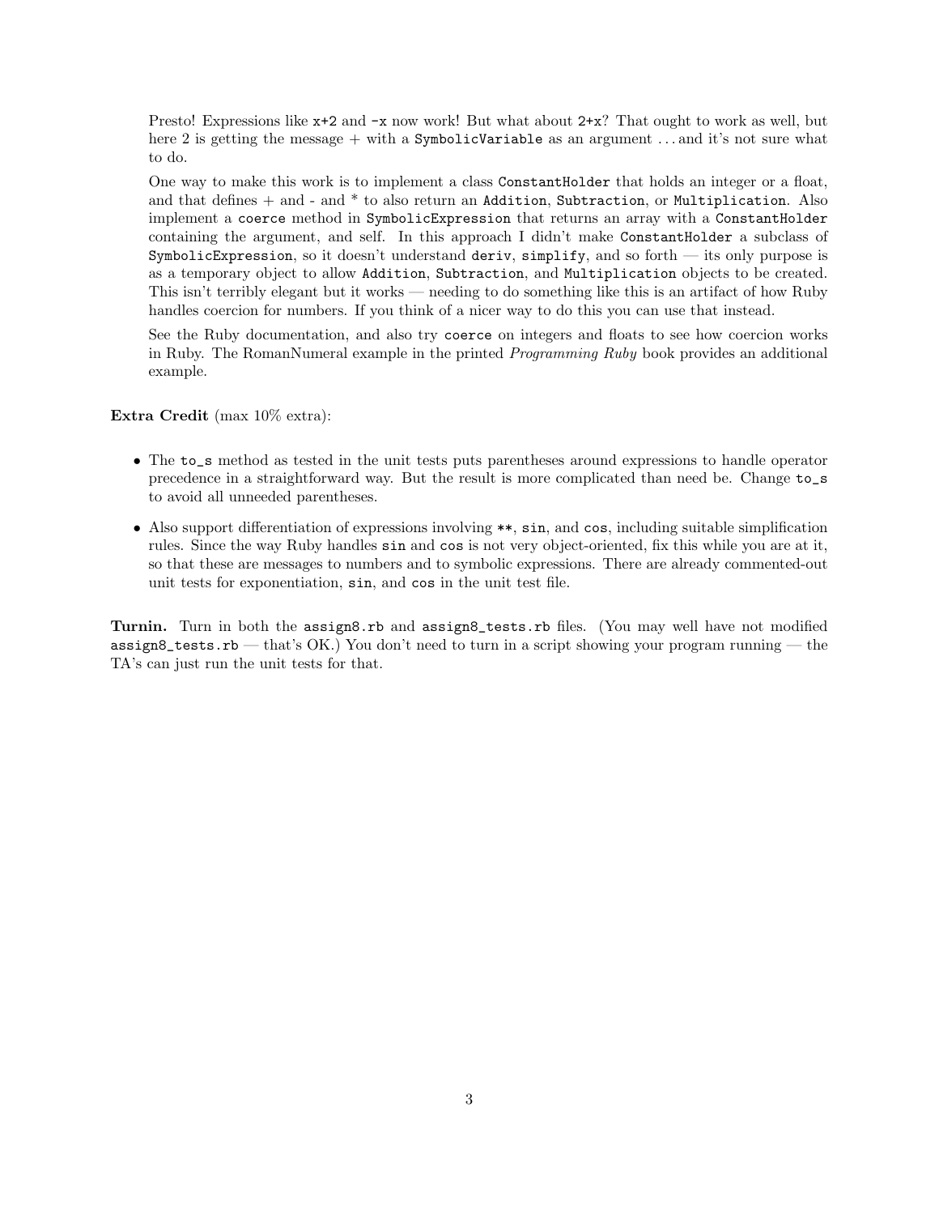Presto! Expressions like `x+2` and `-x` now work! But what about `2+x`? That ought to work as well, but here 2 is getting the message + with a `SymbolicVariable` as an argument ... and it's not sure what to do.

One way to make this work is to implement a class `ConstantHolder` that holds an integer or a float, and that defines + and - and * to also return an `Addition`, `Subtraction`, or `Multiplication`. Also implement a `coerce` method in `SymbolicExpression` that returns an array with a `ConstantHolder` containing the argument, and self. In this approach I didn't make `ConstantHolder` a subclass of `SymbolicExpression`, so it doesn't understand `deriv`, `simplify`, and so forth — its only purpose is as a temporary object to allow `Addition`, `Subtraction`, and `Multiplication` objects to be created. This isn't terribly elegant but it works — needing to do something like this is an artifact of how Ruby handles coercion for numbers. If you think of a nicer way to do this you can use that instead.

See the Ruby documentation, and also try `coerce` on integers and floats to see how coercion works in Ruby. The RomanNumeral example in the printed *Programming Ruby* book provides an additional example.

**Extra Credit** (max 10% extra):

- The `to_s` method as tested in the unit tests puts parentheses around expressions to handle operator precedence in a straightforward way. But the result is more complicated than need be. Change `to_s` to avoid all unneeded parentheses.
- Also support differentiation of expressions involving `**`, `sin`, and `cos`, including suitable simplification rules. Since the way Ruby handles `sin` and `cos` is not very object-oriented, fix this while you are at it, so that these are messages to numbers and to symbolic expressions. There are already commented-out unit tests for exponentiation, `sin`, and `cos` in the unit test file.

**Turnin.** Turn in both the `assign8.rb` and `assign8_tests.rb` files. (You may well have not modified `assign8_tests.rb` — that's OK.) You don't need to turn in a script showing your program running — the TA's can just run the unit tests for that.